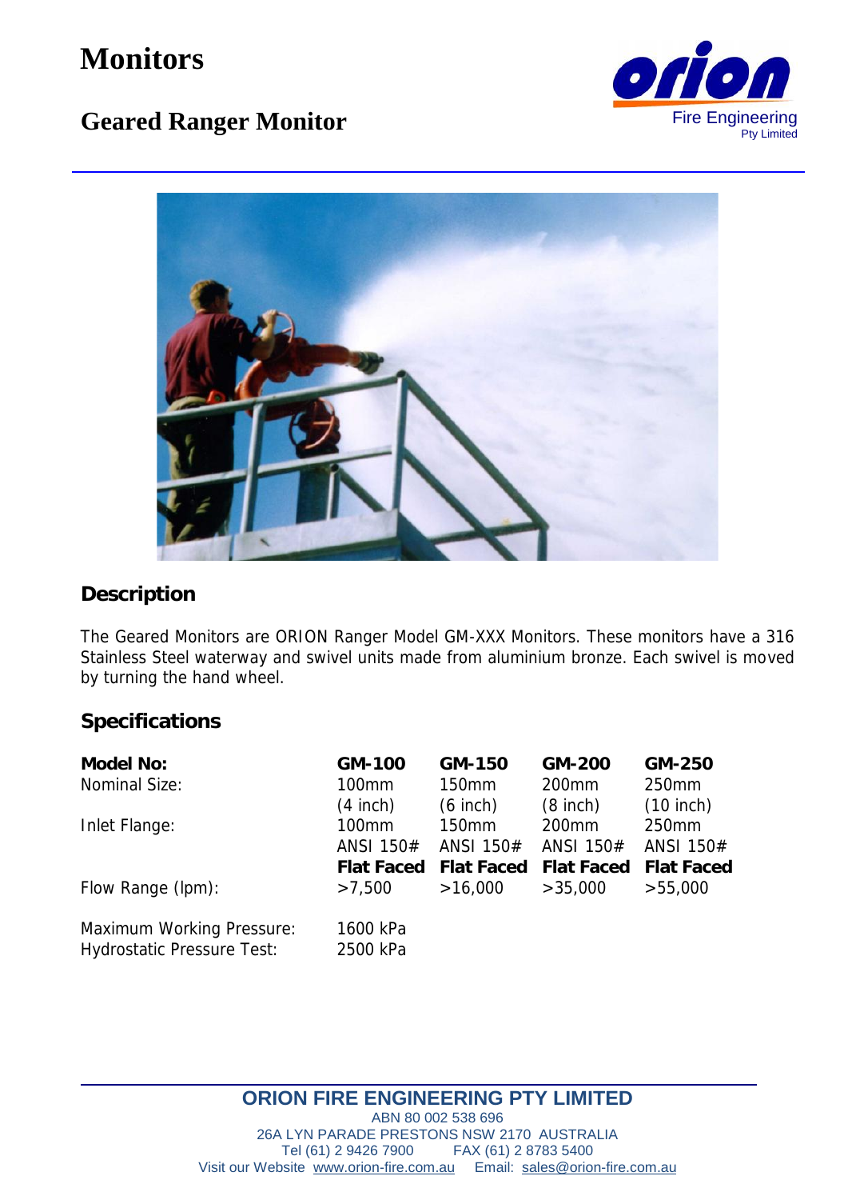# Monitors

## Geared Ranger Monitor

Orion Fire Engineering Pty Limited

### Description

The Geared Monitors are ORION Ranger Model GM-XXX Monitors. These monitors have a 316 Stainless Steel waterway and swivel units made from aluminium bronze. Each swivel is moved by turning the hand wheel.

### Specifications

| Model No: | GM-100 | GM-150 | GM-200 | GM-250 |
|---|---|---|---|---|
| Nominal Size: | 100mm (4 inch) | 150mm (6 inch) | 200mm (8 inch) | 250mm (10 inch) |
| Inlet Flange: | 100mm ANSI 150# **Flat Faced** | 150mm ANSI 150# **Flat Faced** | 200mm ANSI 150# **Flat Faced** | 250mm ANSI 150# **Flat Faced** |
| Flow Range (lpm): | >7,500 | >16,000 | >35,000 | >55,000 |
| Maximum Working Pressure: | 1600 kPa | | | |
| Hydrostatic Pressure Test: | 2500 kPa | | | |

**ORION FIRE ENGINEERING PTY LIMITED**
ABN 80 002 538 696
26A LYN PARADE PRESTONS NSW 2170 AUSTRALIA
Tel (61) 2 9426 7900 FAX (61) 2 8783 5400
Visit our Website www.orion-fire.com.au Email: sales@orion-fire.com.au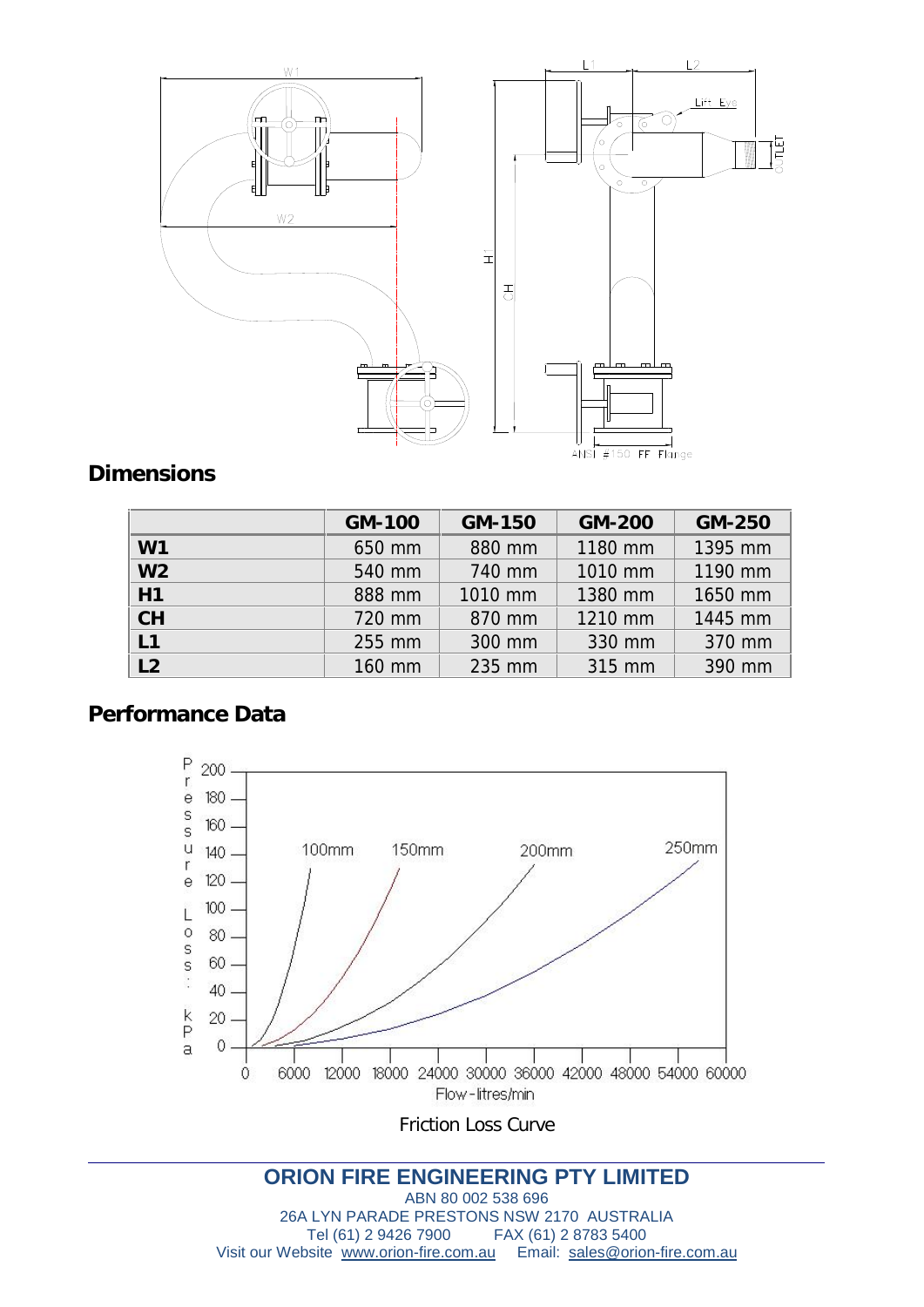W1

W2

L1

L2

Lift Eye

OUTLET

H1

CH

ANSI #150 FF Flange

## Dimensions

| | GM-100 | GM-150 | GM-200 | GM-250 |
|---|---|---|---|---|
| **W1** | 650 mm | 880 mm | 1180 mm | 1395 mm |
| **W2** | 540 mm | 740 mm | 1010 mm | 1190 mm |
| **H1** | 888 mm | 1010 mm | 1380 mm | 1650 mm |
| **CH** | 720 mm | 870 mm | 1210 mm | 1445 mm |
| **L1** | 255 mm | 300 mm | 330 mm | 370 mm |
| **L2** | 160 mm | 235 mm | 315 mm | 390 mm |

## Performance Data

Pressure Loss: kPa

200
180
160
140
120
100
80
60
40
20
0

100mm

150mm

200mm

250mm

0
6000
12000
18000
24000
30000
36000
42000
48000
54000
60000

Flow - litres/min

Friction Loss Curve

**ORION FIRE ENGINEERING PTY LIMITED**
ABN 80 002 538 696
26A LYN PARADE PRESTONS NSW 2170 AUSTRALIA
Tel (61) 2 9426 7900 FAX (61) 2 8783 5400
Visit our Website www.orion-fire.com.au Email: sales@orion-fire.com.au